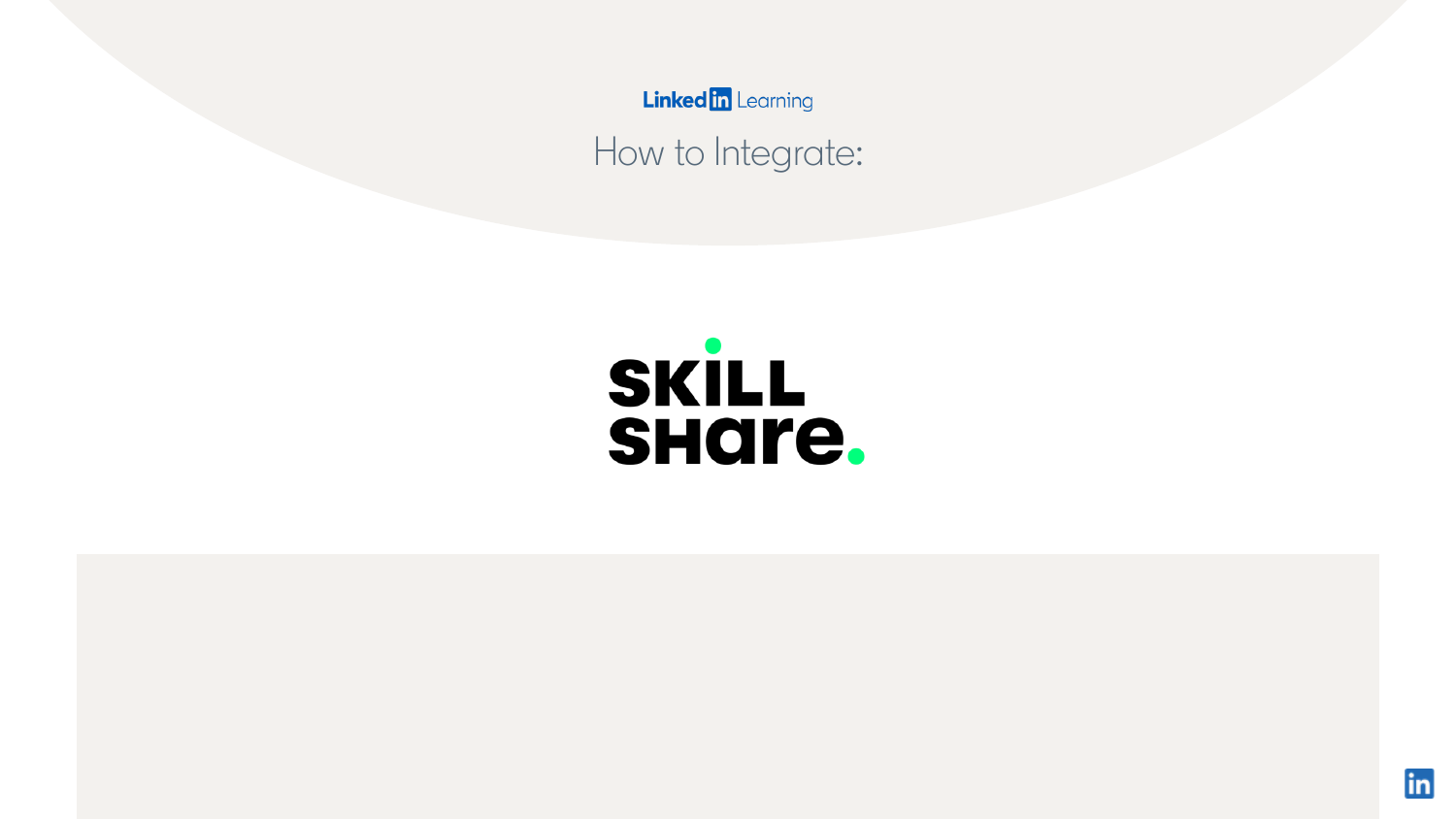LinkedIn Learning

# How to Integrate:

# SKILL SHARE.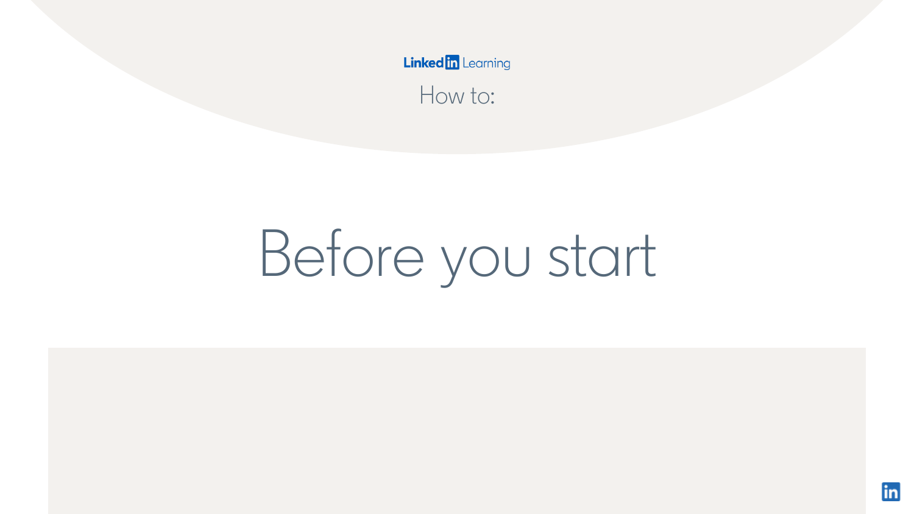LinkedIn Learning

How to:

# Before you start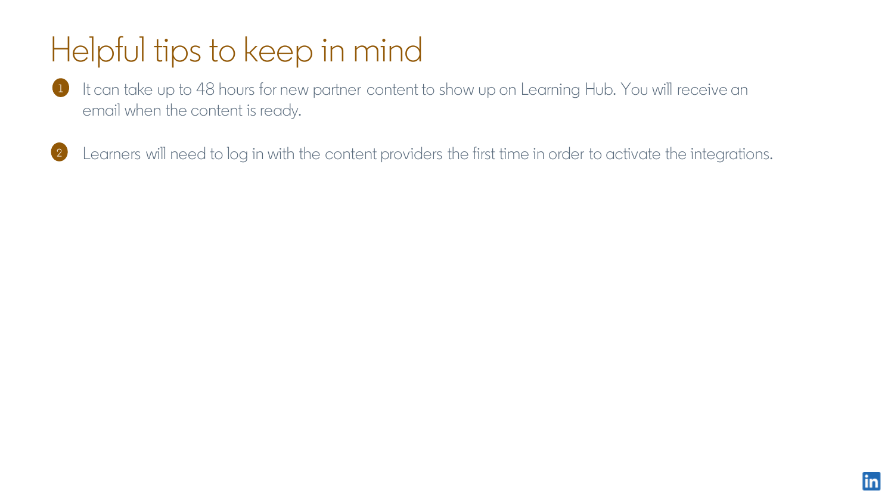# Helpful tips to keep in mind

1. It can take up to 48 hours for new partner content to show up on Learning Hub. You will receive an email when the content is ready.

2. Learners will need to log in with the content providers the first time in order to activate the integrations.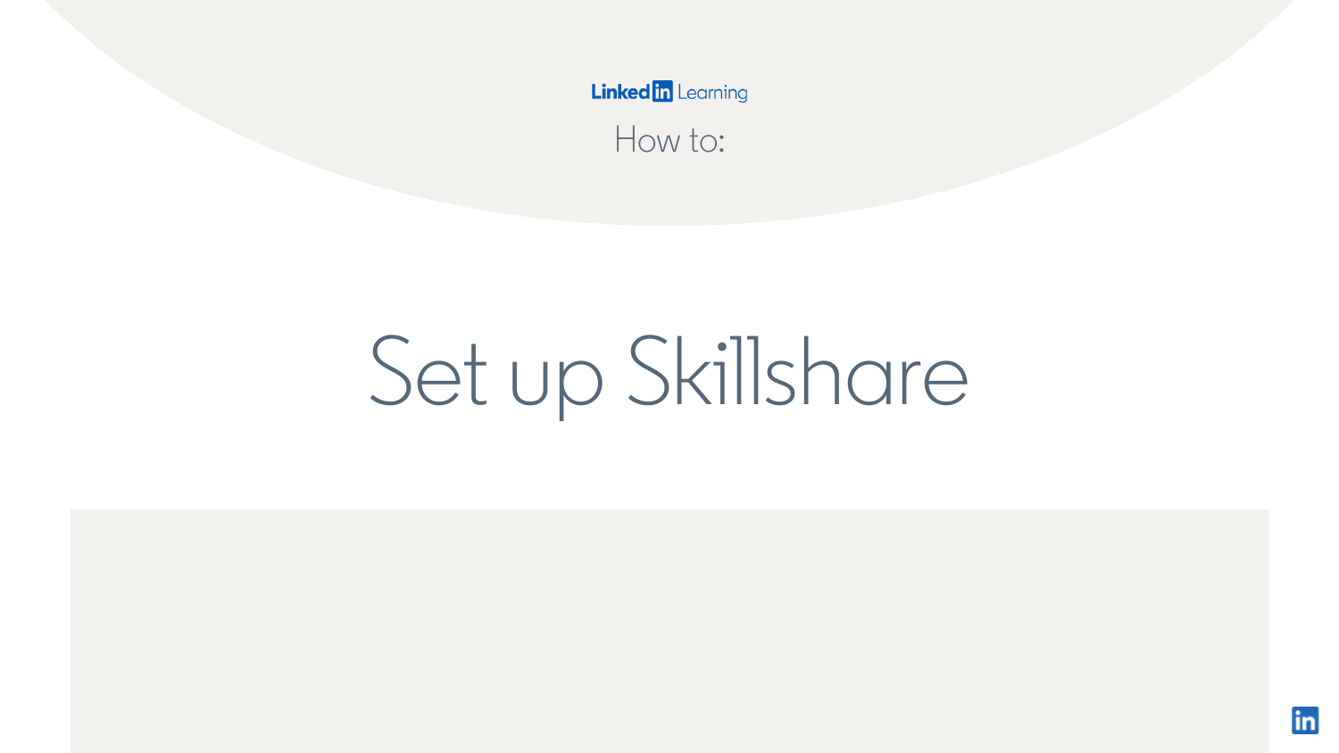LinkedIn Learning

How to:

# Set up Skillshare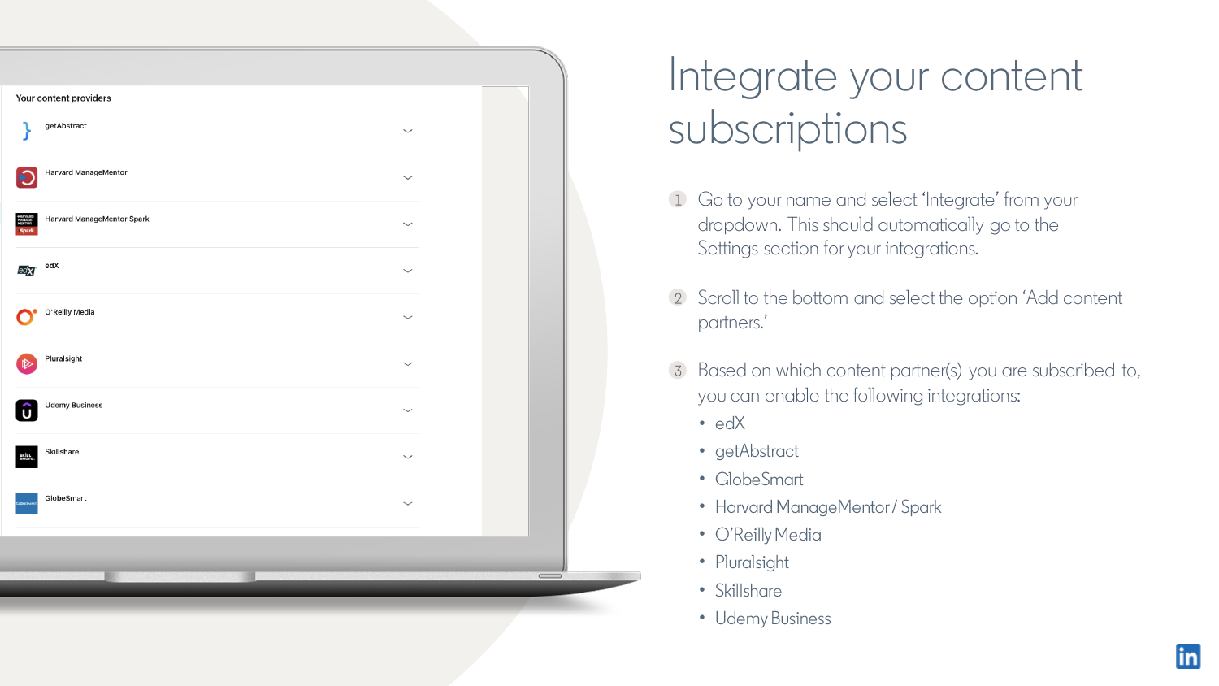Your content providers

- getAbstract
- Harvard ManageMentor
- Harvard ManageMentor Spark
- edX
- O'Reilly Media
- Pluralsight
- Udemy Business
- Skillshare
- GlobeSmart

# Integrate your content subscriptions

1. Go to your name and select 'Integrate' from your dropdown. This should automatically go to the Settings section for your integrations.

2. Scroll to the bottom and select the option 'Add content partners.'

3. Based on which content partner(s) you are subscribed to, you can enable the following integrations:
   - edX
   - getAbstract
   - GlobeSmart
   - Harvard ManageMentor / Spark
   - O'Reilly Media
   - Pluralsight
   - Skillshare
   - Udemy Business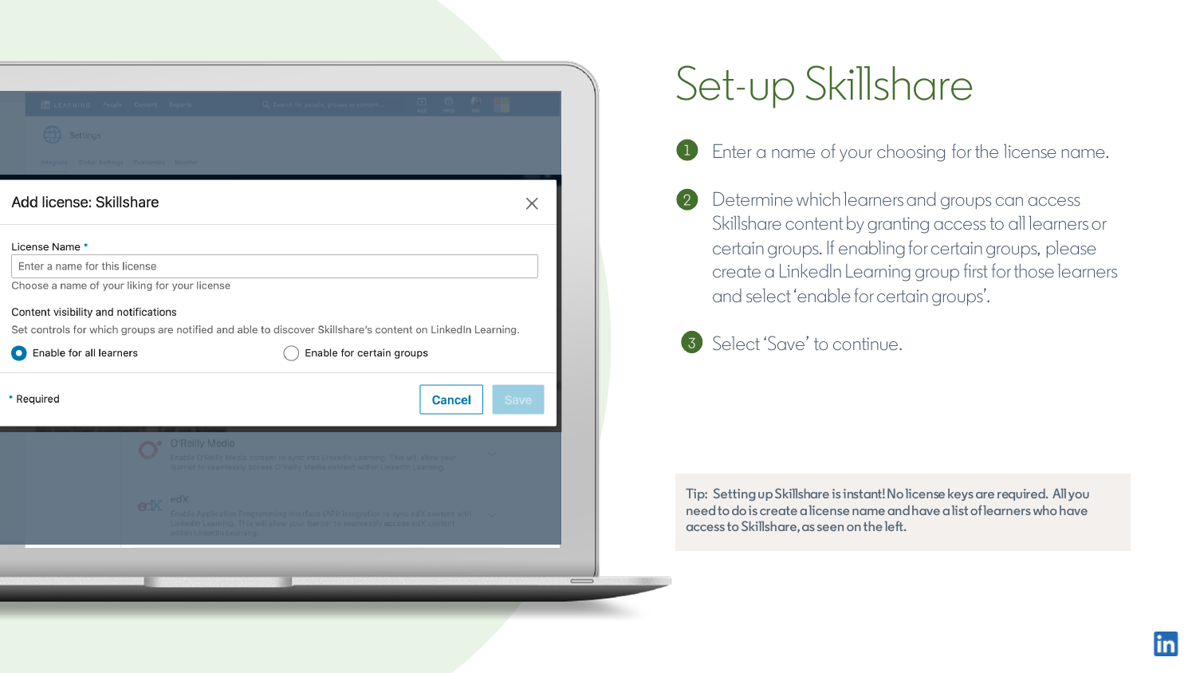# Set-up Skillshare

1. Enter a name of your choosing for the license name.
2. Determine which learners and groups can access Skillshare content by granting access to all learners or certain groups. If enabling for certain groups, please create a LinkedIn Learning group first for those learners and select 'enable for certain groups'.
3. Select 'Save' to continue.

Tip: Setting up Skillshare is instant! No license keys are required. All you need to do is create a license name and have a list of learners who have access to Skillshare, as seen on the left.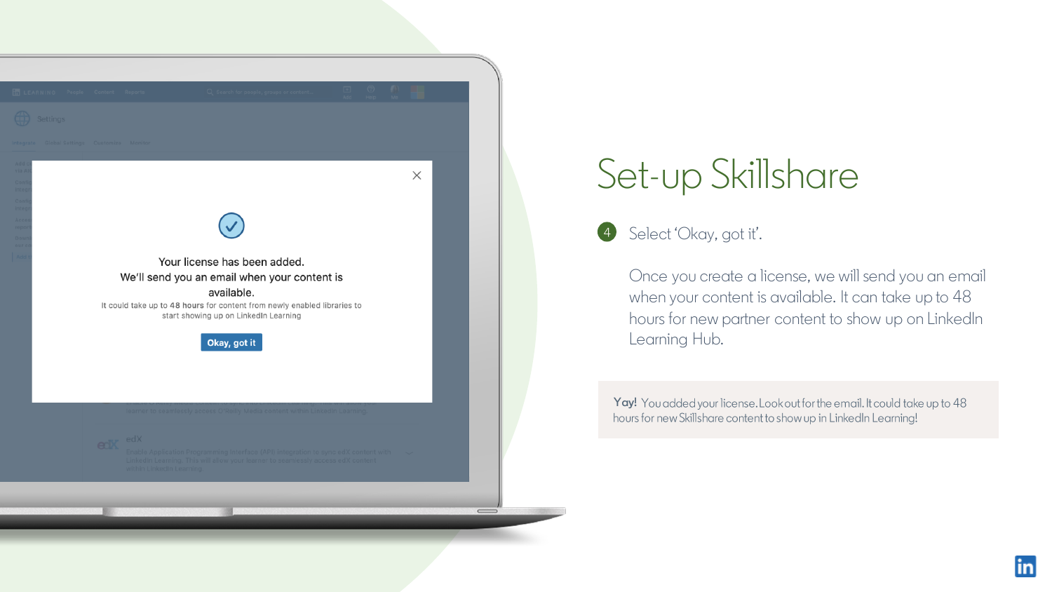# Set-up Skillshare

4. Select ‘Okay, got it’.

   Once you create a license, we will send you an email when your content is available. It can take up to 48 hours for new partner content to show up on LinkedIn Learning Hub.

**Yay!** You added your license. Look out for the email. It could take up to 48 hours for new Skillshare content to show up in LinkedIn Learning!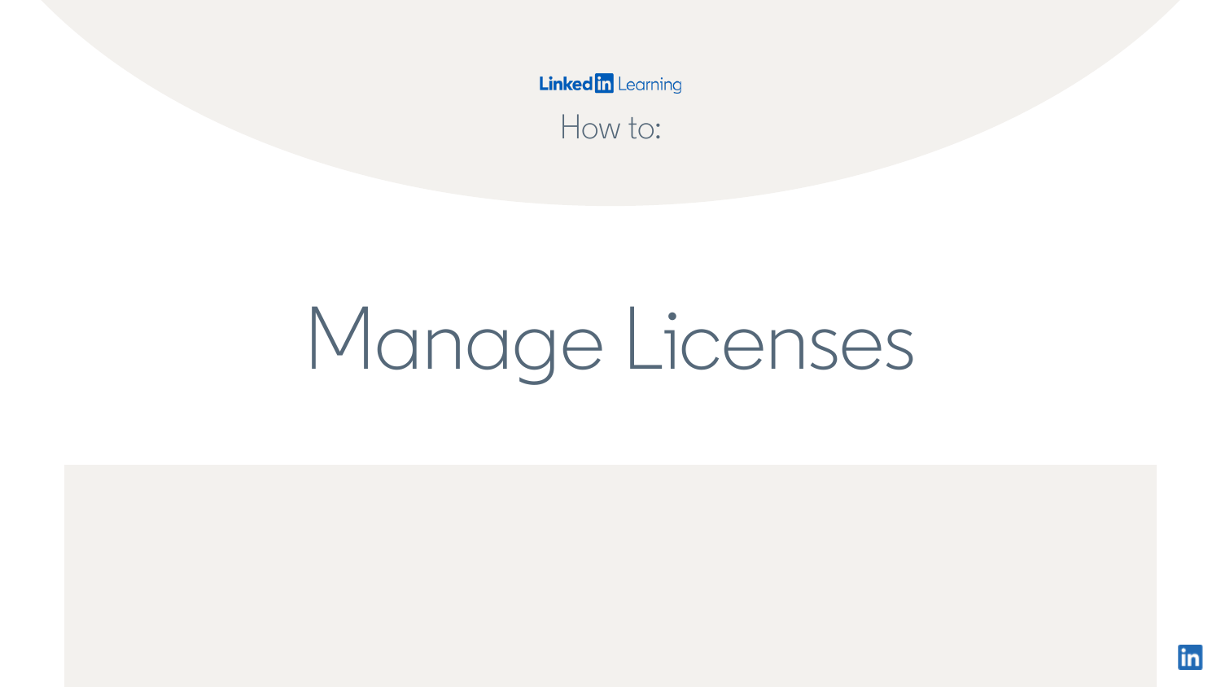LinkedIn Learning

How to:

# Manage Licenses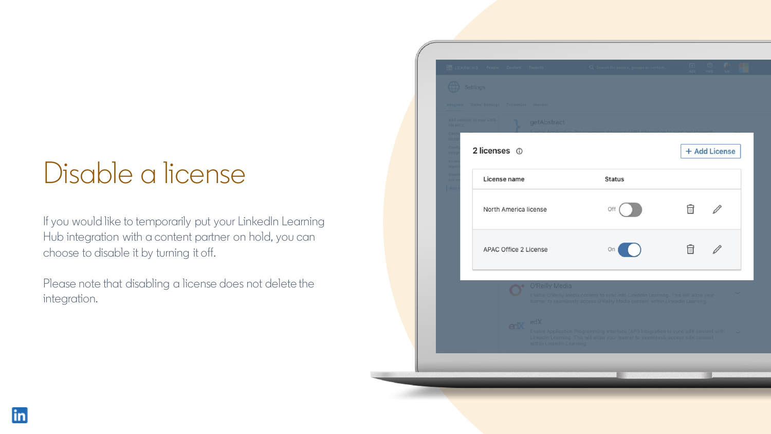# Disable a license

If you would like to temporarily put your LinkedIn Learning Hub integration with a content partner on hold, you can choose to disable it by turning it off.

Please note that disabling a license does not delete the integration.

2 licenses

+ Add License

| License name | Status |
|---|---|
| North America license | Off |
| APAC Office 2 License | On |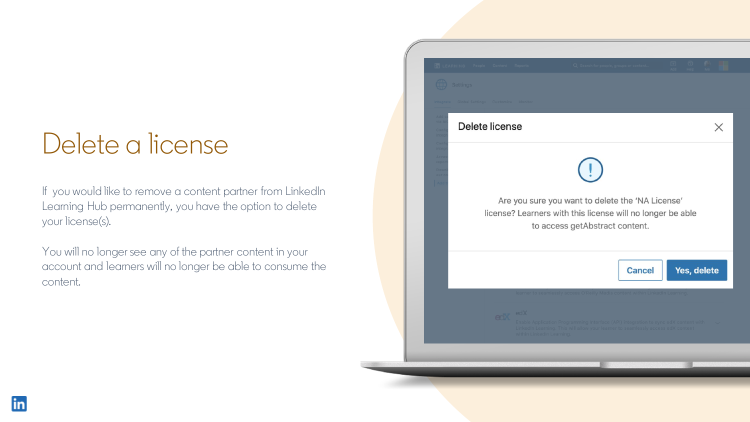# Delete a license

If you would like to remove a content partner from LinkedIn Learning Hub permanently, you have the option to delete your license(s).

You will no longer see any of the partner content in your account and learners will no longer be able to consume the content.

Delete license

Are you sure you want to delete the 'NA License' license? Learners with this license will no longer be able to access getAbstract content.

Cancel

Yes, delete